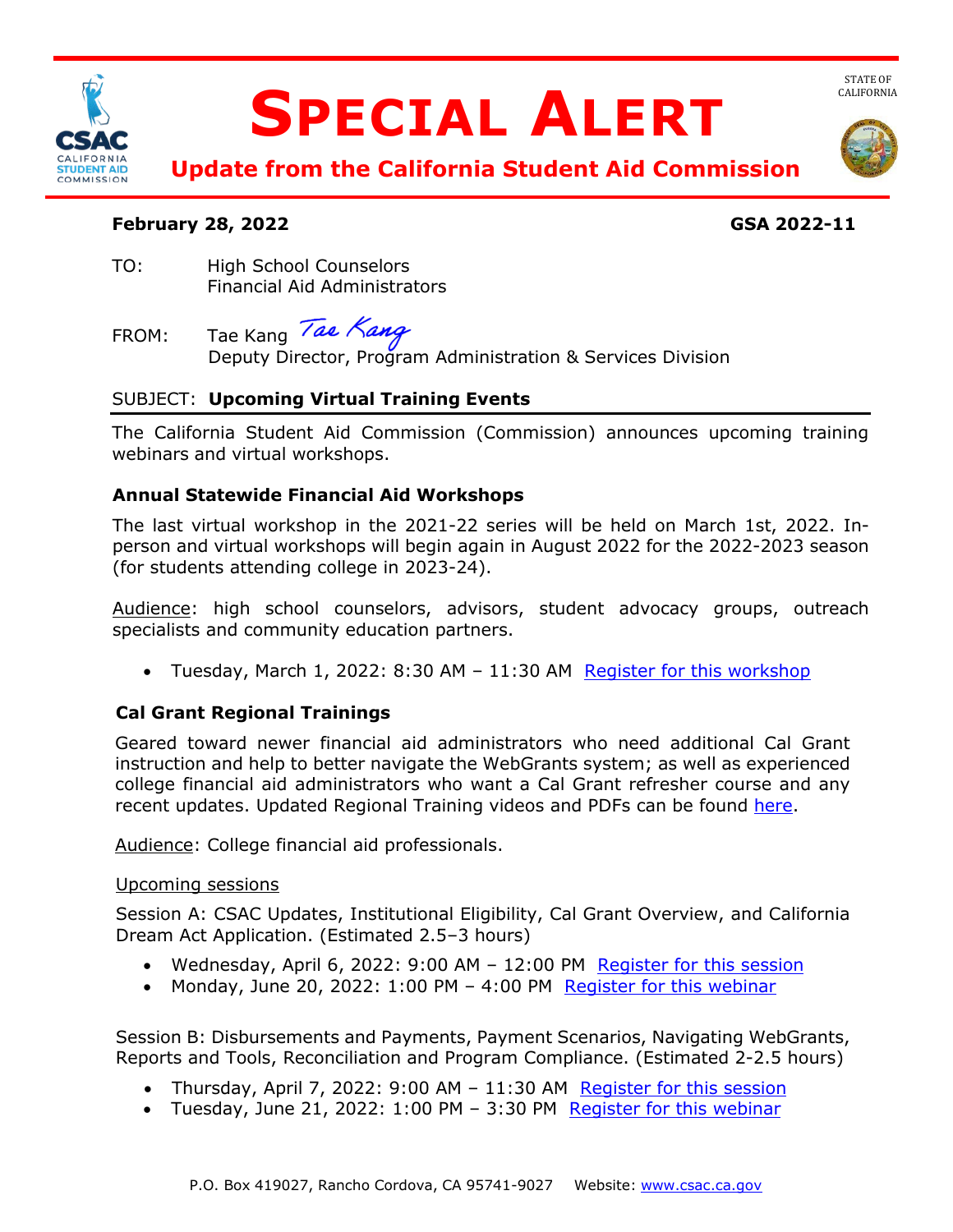# SPECIAL ALERT

## Update from the California Student Aid Commission

STATE OF CALIFORNIA

**February 28, 2022** **GSA 2022-11**

TO: High School Counselors
Financial Aid Administrators

FROM: Tae Kang
Deputy Director, Program Administration & Services Division

SUBJECT: **Upcoming Virtual Training Events**

The California Student Aid Commission (Commission) announces upcoming training webinars and virtual workshops.

### Annual Statewide Financial Aid Workshops

The last virtual workshop in the 2021-22 series will be held on March 1st, 2022. In-person and virtual workshops will begin again in August 2022 for the 2022-2023 season (for students attending college in 2023-24).

Audience: high school counselors, advisors, student advocacy groups, outreach specialists and community education partners.

- Tuesday, March 1, 2022: 8:30 AM – 11:30 AM Register for this workshop

### Cal Grant Regional Trainings

Geared toward newer financial aid administrators who need additional Cal Grant instruction and help to better navigate the WebGrants system; as well as experienced college financial aid administrators who want a Cal Grant refresher course and any recent updates. Updated Regional Training videos and PDFs can be found here.

Audience: College financial aid professionals.

Upcoming sessions

Session A: CSAC Updates, Institutional Eligibility, Cal Grant Overview, and California Dream Act Application. (Estimated 2.5–3 hours)

- Wednesday, April 6, 2022: 9:00 AM – 12:00 PM Register for this session
- Monday, June 20, 2022: 1:00 PM – 4:00 PM Register for this webinar

Session B: Disbursements and Payments, Payment Scenarios, Navigating WebGrants, Reports and Tools, Reconciliation and Program Compliance. (Estimated 2-2.5 hours)

- Thursday, April 7, 2022: 9:00 AM – 11:30 AM Register for this session
- Tuesday, June 21, 2022: 1:00 PM – 3:30 PM Register for this webinar

P.O. Box 419027, Rancho Cordova, CA 95741-9027 Website: www.csac.ca.gov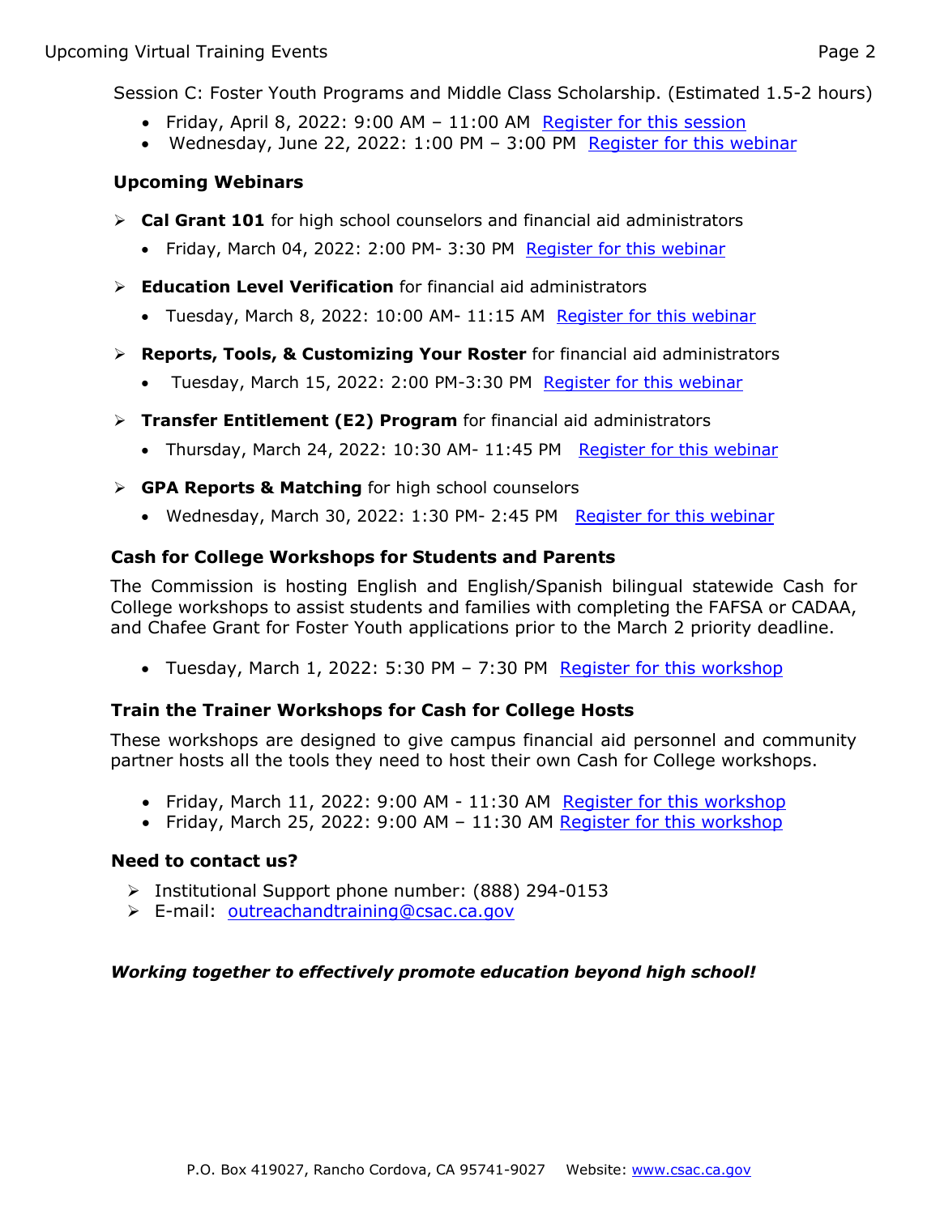Session C: Foster Youth Programs and Middle Class Scholarship. (Estimated 1.5-2 hours)

- Friday, April 8, 2022: 9:00 AM – 11:00 AM [Register for this session]
- Wednesday, June 22, 2022: 1:00 PM – 3:00 PM [Register for this webinar]

### Upcoming Webinars

- **Cal Grant 101** for high school counselors and financial aid administrators
  - Friday, March 04, 2022: 2:00 PM- 3:30 PM [Register for this webinar]
- **Education Level Verification** for financial aid administrators
  - Tuesday, March 8, 2022: 10:00 AM- 11:15 AM [Register for this webinar]
- **Reports, Tools, & Customizing Your Roster** for financial aid administrators
  - Tuesday, March 15, 2022: 2:00 PM-3:30 PM [Register for this webinar]
- **Transfer Entitlement (E2) Program** for financial aid administrators
  - Thursday, March 24, 2022: 10:30 AM- 11:45 PM [Register for this webinar]
- **GPA Reports & Matching** for high school counselors
  - Wednesday, March 30, 2022: 1:30 PM- 2:45 PM [Register for this webinar]

### Cash for College Workshops for Students and Parents

The Commission is hosting English and English/Spanish bilingual statewide Cash for College workshops to assist students and families with completing the FAFSA or CADAA, and Chafee Grant for Foster Youth applications prior to the March 2 priority deadline.

- Tuesday, March 1, 2022: 5:30 PM – 7:30 PM [Register for this workshop]

### Train the Trainer Workshops for Cash for College Hosts

These workshops are designed to give campus financial aid personnel and community partner hosts all the tools they need to host their own Cash for College workshops.

- Friday, March 11, 2022: 9:00 AM - 11:30 AM [Register for this workshop]
- Friday, March 25, 2022: 9:00 AM – 11:30 AM [Register for this workshop]

### Need to contact us?

- Institutional Support phone number: (888) 294-0153
- E-mail: outreachandtraining@csac.ca.gov

***Working together to effectively promote education beyond high school!***

P.O. Box 419027, Rancho Cordova, CA 95741-9027 Website: www.csac.ca.gov